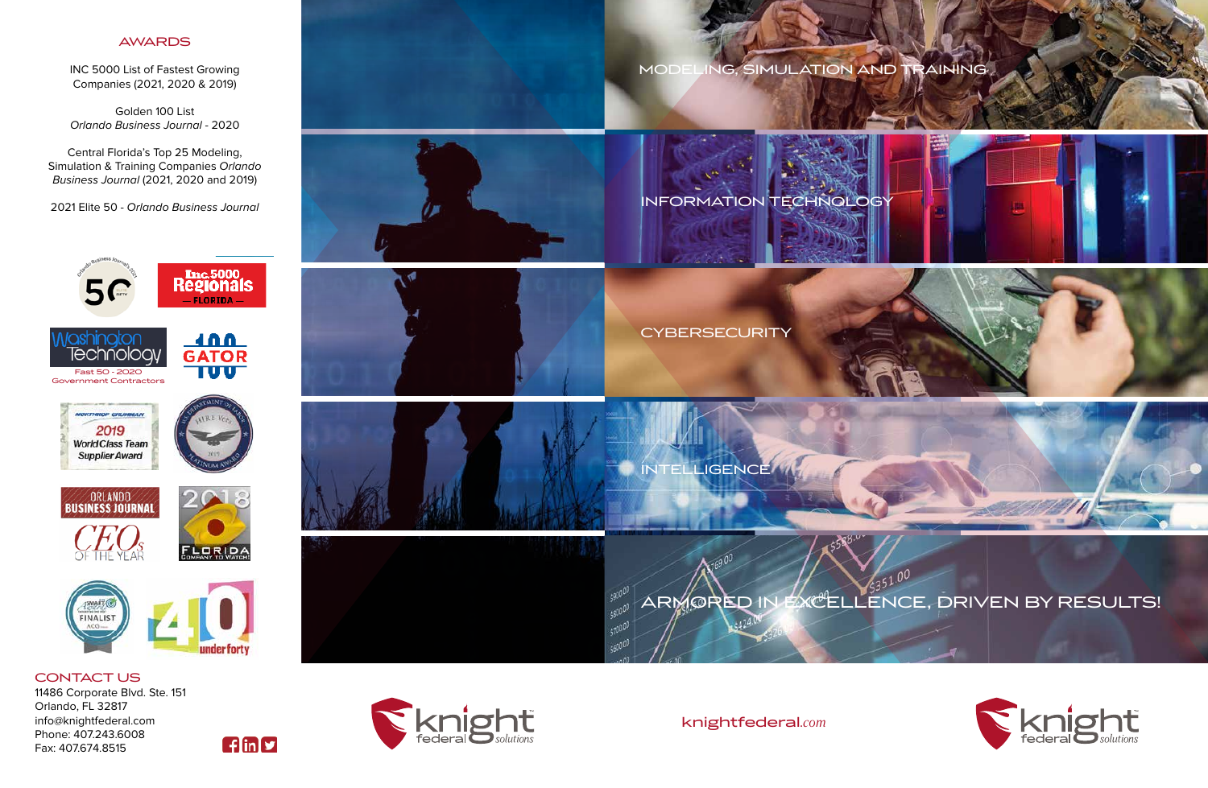## AWARDS

INC 5000 List of Fastest Growing Companies (2021, 2020 & 2019)

Golden 100 List
*Orlando Business Journal* - 2020

Central Florida's Top 25 Modeling, Simulation & Training Companies *Orlando Business Journal* (2021, 2020 and 2019)

2021 Elite 50 - *Orlando Business Journal*

Washington Technology Fast 50 - 2020 Government Contractors

## CONTACT US

11486 Corporate Blvd. Ste. 151
Orlando, FL 32817
info@knightfederal.com
Phone: 407.243.6008
Fax: 407.674.8515

MODELING, SIMULATION AND TRAINING

INFORMATION TECHNOLOGY

CYBERSECURITY

INTELLIGENCE

ARMORED IN EXCELLENCE, DRIVEN BY RESULTS!

knight federal solutions

knightfederal.com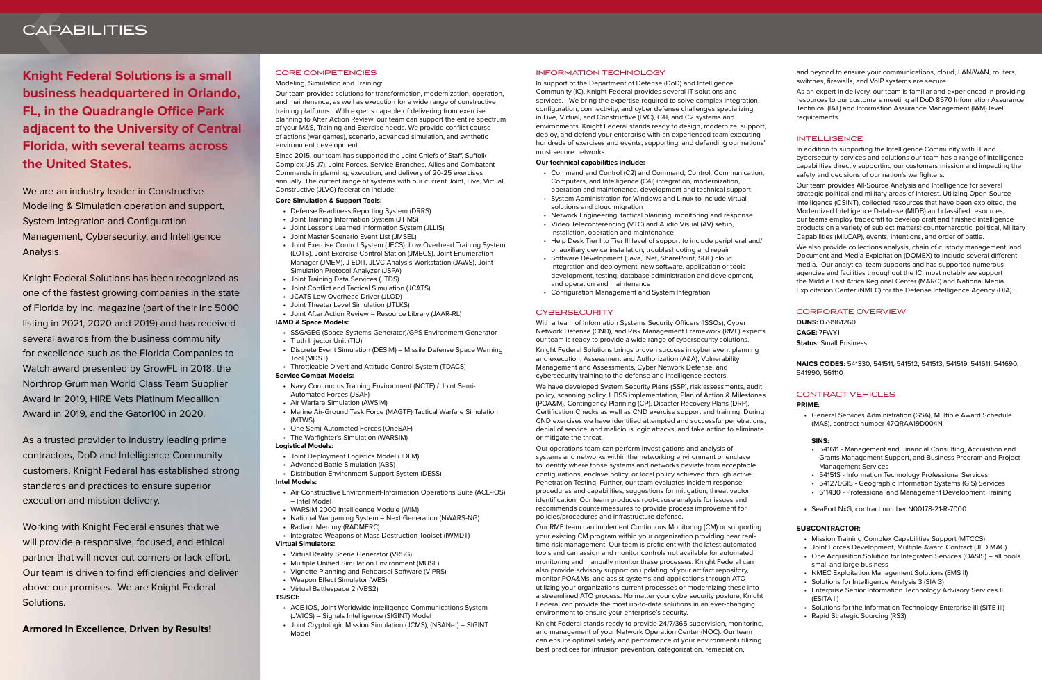# CAPABILITIES

**Knight Federal Solutions is a small business headquartered in Orlando, FL, in the Quadrangle Office Park adjacent to the University of Central Florida, with several teams across the United States.**

We are an industry leader in Constructive Modeling & Simulation operation and support, System Integration and Configuration Management, Cybersecurity, and Intelligence Analysis.

Knight Federal Solutions has been recognized as one of the fastest growing companies in the state of Florida by Inc. magazine (part of their Inc 5000 listing in 2021, 2020 and 2019) and has received several awards from the business community for excellence such as the Florida Companies to Watch award presented by GrowFL in 2018, the Northrop Grumman World Class Team Supplier Award in 2019, HIRE Vets Platinum Medallion Award in 2019, and the Gator100 in 2020.

As a trusted provider to industry leading prime contractors, DoD and Intelligence Community customers, Knight Federal has established strong standards and practices to ensure superior execution and mission delivery.

Working with Knight Federal ensures that we will provide a responsive, focused, and ethical partner that will never cut corners or lack effort. Our team is driven to find efficiencies and deliver above our promises. We are Knight Federal Solutions.

**Armored in Excellence, Driven by Results!**

## CORE COMPETENCIES

Modeling, Simulation and Training:

Our team provides solutions for transformation, modernization, operation, and maintenance, as well as execution for a wide range of constructive training platforms. With experts capable of delivering from exercise planning to After Action Review, our team can support the entire spectrum of your M&S, Training and Exercise needs. We provide conflict course of actions (war games), scenario, advanced simulation, and synthetic environment development.

Since 2015, our team has supported the Joint Chiefs of Staff, Suffolk Complex (JS J7), Joint Forces, Service Branches, Allies and Combatant Commands in planning, execution, and delivery of 20-25 exercises annually. The current range of systems with our current Joint, Live, Virtual, Constructive (JLVC) federation include:

**Core Simulation & Support Tools:**

- Defense Readiness Reporting System (DRRS)
- Joint Training Information System (JTIMS)
- Joint Lessons Learned Information System (JLLIS)
- Joint Master Scenario Event List (JMSEL)
- Joint Exercise Control System (JECS): Low Overhead Training System (LOTS), Joint Exercise Control Station (JMECS), Joint Enumeration Manager (JMEM), J EDIT, JLVC Analysis Workstation (JAWS), Joint Simulation Protocol Analyzer (JSPA)
- Joint Training Data Services (JTDS)
- Joint Conflict and Tactical Simulation (JCATS)
- JCATS Low Overhead Driver (JLOD)
- Joint Theater Level Simulation (JTLKS)
- Joint After Action Review – Resource Library (JAAR-RL)

**IAMD & Space Models:**

- SSG/GEG (Space Systems Generator)/GPS Environment Generator
- Truth Injector Unit (TIU)
- Discrete Event Simulation (DESIM) – Missile Defense Space Warning Tool (MDST)
- Throttleable Divert and Attitude Control System (TDACS)

**Service Combat Models:**

- Navy Continuous Training Environment (NCTE) / Joint Semi-Automated Forces (JSAF)
- Air Warfare Simulation (AWSIM)
- Marine Air-Ground Task Force (MAGTF) Tactical Warfare Simulation (MTWS)
- One Semi-Automated Forces (OneSAF)
- The Warfighter's Simulation (WARSIM)

**Logistical Models:**

- Joint Deployment Logistics Model (JDLM)
- Advanced Battle Simulation (ABS)
- Distribution Environment Support System (DESS)

**Intel Models:**

- Air Constructive Environment-Information Operations Suite (ACE-IOS) – Intel Model
- WARSIM 2000 Intelligence Module (WIM)
- National Wargaming System – Next Generation (NWARS-NG)
- Radiant Mercury (RADMERC)
- Integrated Weapons of Mass Destruction Toolset (IWMDT)

**Virtual Simulators:**

- Virtual Reality Scene Generator (VRSG)
- Multiple Unified Simulation Environment (MUSE)
- Vignette Planning and Rehearsal Software (ViPRS)
- Weapon Effect Simulator (WES)
- Virtual Battlespace 2 (VBS2)

**TS/SCI:**

- ACE-IOS, Joint Worldwide Intelligence Communications System (JWICS) – Signals Intelligence (SIGINT) Model
- Joint Cryptologic Mission Simulation (JCMS), (NSANet) – SIGINT Model

## INFORMATION TECHNOLOGY

In support of the Department of Defense (DoD) and Intelligence Community (IC), Knight Federal provides several IT solutions and services. We bring the expertise required to solve complex integration, configuration, connectivity, and cyber defense challenges specializing in Live, Virtual, and Constructive (LVC), C4I, and C2 systems and environments. Knight Federal stands ready to design, modernize, support, deploy, and defend your enterprise with an experienced team executing hundreds of exercises and events, supporting, and defending our nations' most secure networks.

**Our technical capabilities include:**

- Command and Control (C2) and Command, Control, Communication, Computers, and Intelligence (C4I) integration, modernization, operation and maintenance, development and technical support
- System Administration for Windows and Linux to include virtual solutions and cloud migration
- Network Engineering, tactical planning, monitoring and response
- Video Teleconferencing (VTC) and Audio Visual (AV) setup, installation, operation and maintenance
- Help Desk Tier I to Tier III level of support to include peripheral and/ or auxiliary device installation, troubleshooting and repair
- Software Development (Java, .Net, SharePoint, SQL) cloud integration and deployment, new software, application or tools development, testing, database administration and development, and operation and maintenance
- Configuration Management and System Integration

## CYBERSECURITY

With a team of Information Systems Security Officers (ISSOs), Cyber Network Defense (CND), and Risk Management Framework (RMF) experts our team is ready to provide a wide range of cybersecurity solutions.

Knight Federal Solutions brings proven success in cyber event planning and execution, Assessment and Authorization (A&A), Vulnerability Management and Assessments, Cyber Network Defense, and cybersecurity training to the defense and intelligence sectors.

We have developed System Security Plans (SSP), risk assessments, audit policy, scanning policy, HBSS implementation, Plan of Action & Milestones (POA&M), Contingency Planning (CP), Disaster Recovery Plans (DRP), Certification Checks as well as CND exercise support and training. During CND exercises we have identified attempted and successful penetrations, denial of service, and malicious logic attacks, and take action to eliminate or mitigate the threat.

Our operations team can perform investigations and analysis of systems and networks within the networking environment or enclave to identify where those systems and networks deviate from acceptable configurations, enclave policy, or local policy achieved through active Penetration Testing. Further, our team evaluates incident response procedures and capabilities, suggestions for mitigation, threat vector identification. Our team produces root-cause analysis for issues and recommends countermeasures to provide process improvement for policies/procedures and infrastructure defense.

Our RMF team can implement Continuous Monitoring (CM) or supporting your existing CM program within your organization providing near real-time risk management. Our team is proficient with the latest automated tools and can assign and monitor controls not available for automated monitoring and manually monitor these processes. Knight Federal can also provide advisory support on updating of your artifact repository, monitor POA&Ms, and assist systems and applications through ATO utilizing your organizations current processes or modernizing these into a streamlined ATO process. No matter your cybersecurity posture, Knight Federal can provide the most up-to-date solutions in an ever-changing environment to ensure your enterprise's security.

Knight Federal stands ready to provide 24/7/365 supervision, monitoring, and management of your Network Operation Center (NOC). Our team can ensure optimal safety and performance of your environment utilizing best practices for intrusion prevention, categorization, remediation, and beyond to ensure your communications, cloud, LAN/WAN, routers, switches, firewalls, and VoIP systems are secure.

As an expert in delivery, our team is familiar and experienced in providing resources to our customers meeting all DoD 8570 Information Assurance Technical (IAT) and Information Assurance Management (IAM) level requirements.

## INTELLIGENCE

In addition to supporting the Intelligence Community with IT and cybersecurity services and solutions our team has a range of intelligence capabilities directly supporting our customers mission and impacting the safety and decisions of our nation's warfighters.

Our team provides All-Source Analysis and Intelligence for several strategic political and military areas of interest. Utilizing Open-Source Intelligence (OSINT), collected resources that have been exploited, the Modernized Intelligence Database (MIDB) and classified resources, our team employs tradecraft to develop draft and finished intelligence products on a variety of subject matters: counternarcotic, political, Military Capabilities (MILCAP), events, intentions, and order of battle.

We also provide collections analysis, chain of custody management, and Document and Media Exploitation (DOMEX) to include several different media. Our analytical team supports and has supported numerous agencies and facilities throughout the IC, most notably we support the Middle East Africa Regional Center (MARC) and National Media Exploitation Center (NMEC) for the Defense Intelligence Agency (DIA).

## CORPORATE OVERVIEW

**DUNS:** 079961260

**CAGE:** 7FWY1

**Status:** Small Business

**NAICS CODES:** 541330, 541511, 541512, 541513, 541519, 541611, 541690, 541990, 561110

## CONTRACT VEHICLES

**PRIME:**

- General Services Administration (GSA), Multiple Award Schedule (MAS), contract number 47QRAA19D004N

**SINS:**

- 541611 - Management and Financial Consulting, Acquisition and Grants Management Support, and Business Program and Project Management Services
- 54151S - Information Technology Professional Services
- 541270GIS - Geographic Information Systems (GIS) Services
- 611430 - Professional and Management Development Training

- SeaPort NxG, contract number N00178-21-R-7000

**SUBCONTRACTOR:**

- Mission Training Complex Capabilities Support (MTCCS)
- Joint Forces Development, Multiple Award Contract (JFD MAC)
- One Acquisition Solution for Integrated Services (OASIS) – all pools small and large business
- NMEC Exploitation Management Solutions (EMS II)
- Solutions for Intelligence Analysis 3 (SIA 3)
- Enterprise Senior Information Technology Advisory Services II (ESITA II)
- Solutions for the Information Technology Enterprise III (SITE III)
- Rapid Strategic Sourcing (RS3)